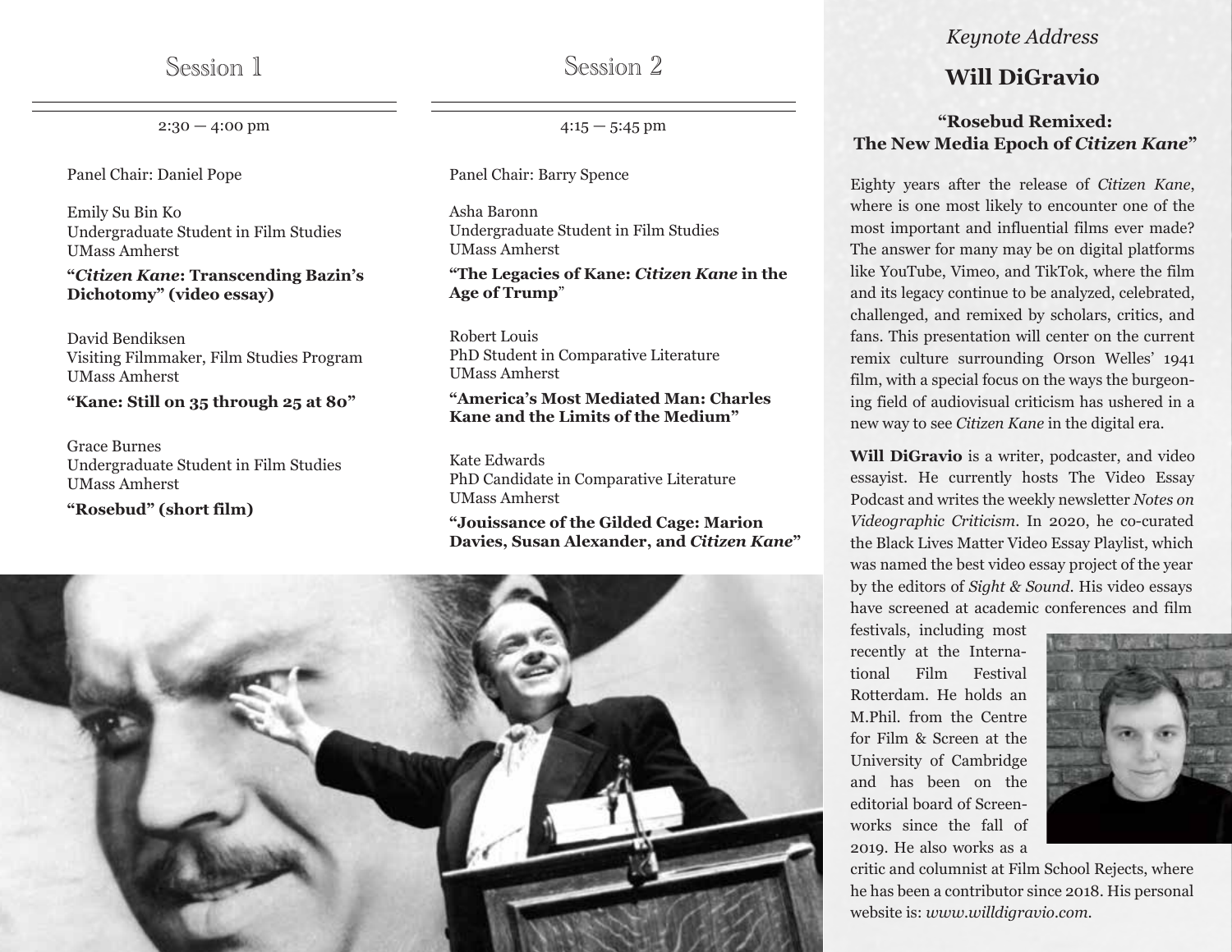## Session 1

2:30 — 4:00 pm

Panel Chair: Daniel Pope

Emily Su Bin Ko
Undergraduate Student in Film Studies
UMass Amherst

**"*Citizen Kane*: Transcending Bazin's Dichotomy" (video essay)**

David Bendiksen
Visiting Filmmaker, Film Studies Program
UMass Amherst

**"Kane: Still on 35 through 25 at 80"**

Grace Burnes
Undergraduate Student in Film Studies
UMass Amherst

**"Rosebud" (short film)**

## Session 2

4:15 — 5:45 pm

Panel Chair: Barry Spence

Asha Baronn
Undergraduate Student in Film Studies
UMass Amherst

**"The Legacies of Kane: *Citizen Kane* in the Age of Trump"**

Robert Louis
PhD Student in Comparative Literature
UMass Amherst

**"America's Most Mediated Man: Charles Kane and the Limits of the Medium"**

Kate Edwards
PhD Candidate in Comparative Literature
UMass Amherst

**"Jouissance of the Gilded Cage: Marion Davies, Susan Alexander, and *Citizen Kane*"**

*Keynote Address*

## Will DiGravio

### "Rosebud Remixed: The New Media Epoch of *Citizen Kane*"

Eighty years after the release of *Citizen Kane*, where is one most likely to encounter one of the most important and influential films ever made? The answer for many may be on digital platforms like YouTube, Vimeo, and TikTok, where the film and its legacy continue to be analyzed, celebrated, challenged, and remixed by scholars, critics, and fans. This presentation will center on the current remix culture surrounding Orson Welles' 1941 film, with a special focus on the ways the burgeoning field of audiovisual criticism has ushered in a new way to see *Citizen Kane* in the digital era.

**Will DiGravio** is a writer, podcaster, and video essayist. He currently hosts The Video Essay Podcast and writes the weekly newsletter *Notes on Videographic Criticism*. In 2020, he co-curated the Black Lives Matter Video Essay Playlist, which was named the best video essay project of the year by the editors of *Sight & Sound*. His video essays have screened at academic conferences and film festivals, including most recently at the International Film Festival Rotterdam. He holds an M.Phil. from the Centre for Film & Screen at the University of Cambridge and has been on the editorial board of Screenworks since the fall of 2019. He also works as a critic and columnist at Film School Rejects, where he has been a contributor since 2018. His personal website is: *www.willdigravio.com*.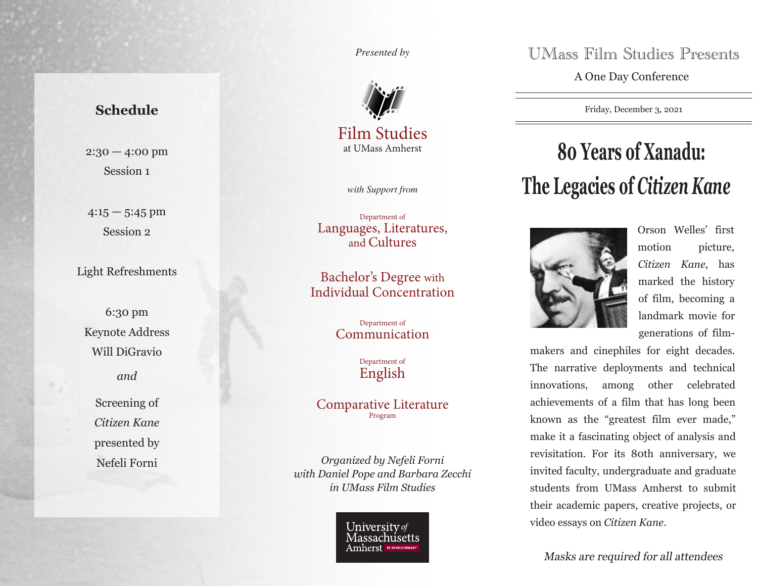## Schedule

2:30 — 4:00 pm
Session 1

4:15 — 5:45 pm
Session 2

Light Refreshments

6:30 pm
Keynote Address
Will DiGravio

*and*

Screening of
*Citizen Kane*
presented by
Nefeli Forni

*Presented by*

Film Studies
at UMass Amherst

*with Support from*

Department of
Languages, Literatures, and Cultures

Bachelor's Degree with Individual Concentration

Department of
Communication

Department of
English

Comparative Literature
Program

*Organized by Nefeli Forni*
*with Daniel Pope and Barbara Zecchi*
*in UMass Film Studies*

University *of* Massachusetts Amherst BE REVOLUTIONARY

UMass Film Studies Presents

A One Day Conference

Friday, December 3, 2021

# 80 Years of Xanadu: The Legacies of *Citizen Kane*

Orson Welles' first motion picture, *Citizen Kane*, has marked the history of film, becoming a landmark movie for generations of filmmakers and cinephiles for eight decades. The narrative deployments and technical innovations, among other celebrated achievements of a film that has long been known as the "greatest film ever made," make it a fascinating object of analysis and revisitation. For its 80th anniversary, we invited faculty, undergraduate and graduate students from UMass Amherst to submit their academic papers, creative projects, or video essays on *Citizen Kane*.

*Masks are required for all attendees*